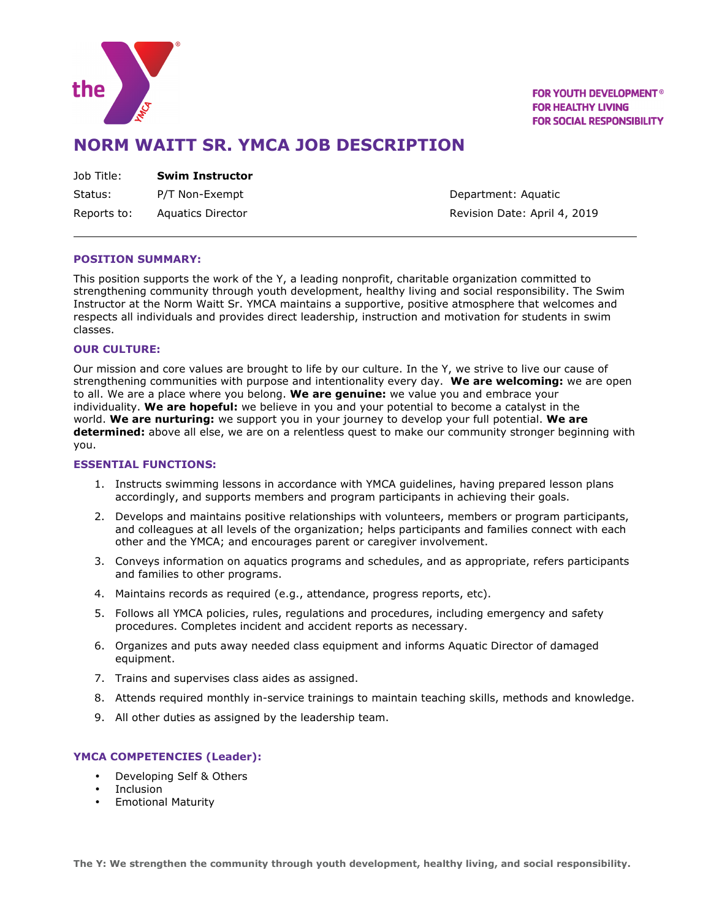FOR YOUTH DEVELOPMENT®
FOR HEALTHY LIVING
FOR SOCIAL RESPONSIBILITY

# NORM WAITT SR. YMCA JOB DESCRIPTION

| | | |
|---|---|---|
| Job Title: | **Swim Instructor** | |
| Status: | P/T Non-Exempt | Department: Aquatic |
| Reports to: | Aquatics Director | Revision Date: April 4, 2019 |

## POSITION SUMMARY:

This position supports the work of the Y, a leading nonprofit, charitable organization committed to strengthening community through youth development, healthy living and social responsibility. The Swim Instructor at the Norm Waitt Sr. YMCA maintains a supportive, positive atmosphere that welcomes and respects all individuals and provides direct leadership, instruction and motivation for students in swim classes.

## OUR CULTURE:

Our mission and core values are brought to life by our culture. In the Y, we strive to live our cause of strengthening communities with purpose and intentionality every day. **We are welcoming:** we are open to all. We are a place where you belong. **We are genuine:** we value you and embrace your individuality. **We are hopeful:** we believe in you and your potential to become a catalyst in the world. **We are nurturing:** we support you in your journey to develop your full potential. **We are determined:** above all else, we are on a relentless quest to make our community stronger beginning with you.

## ESSENTIAL FUNCTIONS:

1. Instructs swimming lessons in accordance with YMCA guidelines, having prepared lesson plans accordingly, and supports members and program participants in achieving their goals.
2. Develops and maintains positive relationships with volunteers, members or program participants, and colleagues at all levels of the organization; helps participants and families connect with each other and the YMCA; and encourages parent or caregiver involvement.
3. Conveys information on aquatics programs and schedules, and as appropriate, refers participants and families to other programs.
4. Maintains records as required (e.g., attendance, progress reports, etc).
5. Follows all YMCA policies, rules, regulations and procedures, including emergency and safety procedures. Completes incident and accident reports as necessary.
6. Organizes and puts away needed class equipment and informs Aquatic Director of damaged equipment.
7. Trains and supervises class aides as assigned.
8. Attends required monthly in-service trainings to maintain teaching skills, methods and knowledge.
9. All other duties as assigned by the leadership team.

## YMCA COMPETENCIES (Leader):

- Developing Self & Others
- Inclusion
- Emotional Maturity

**The Y: We strengthen the community through youth development, healthy living, and social responsibility.**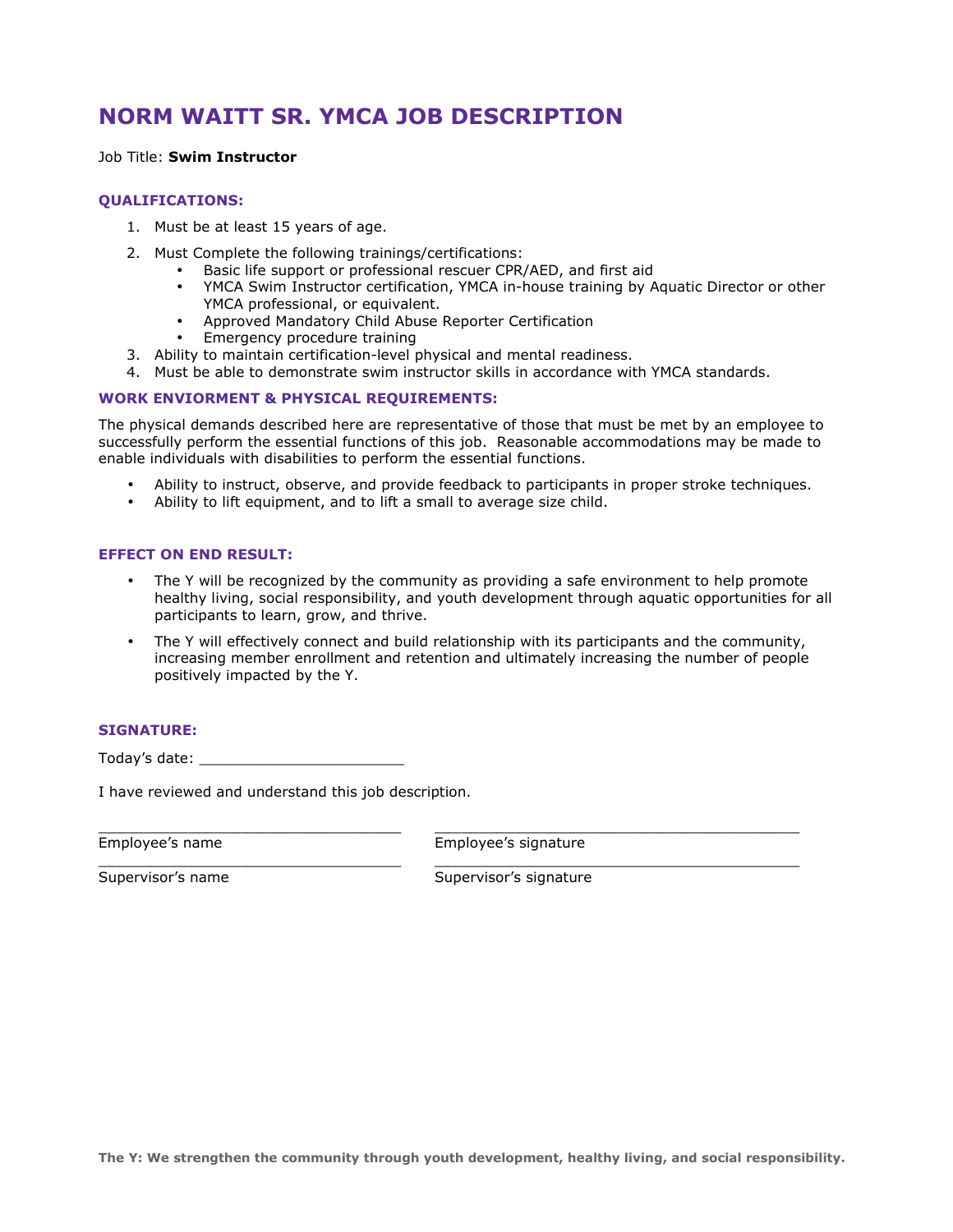# NORM WAITT SR. YMCA JOB DESCRIPTION

Job Title: **Swim Instructor**

### QUALIFICATIONS:

1. Must be at least 15 years of age.
2. Must Complete the following trainings/certifications:
   - Basic life support or professional rescuer CPR/AED, and first aid
   - YMCA Swim Instructor certification, YMCA in-house training by Aquatic Director or other YMCA professional, or equivalent.
   - Approved Mandatory Child Abuse Reporter Certification
   - Emergency procedure training
3. Ability to maintain certification-level physical and mental readiness.
4. Must be able to demonstrate swim instructor skills in accordance with YMCA standards.

### WORK ENVIORMENT & PHYSICAL REQUIREMENTS:

The physical demands described here are representative of those that must be met by an employee to successfully perform the essential functions of this job. Reasonable accommodations may be made to enable individuals with disabilities to perform the essential functions.

- Ability to instruct, observe, and provide feedback to participants in proper stroke techniques.
- Ability to lift equipment, and to lift a small to average size child.

### EFFECT ON END RESULT:

- The Y will be recognized by the community as providing a safe environment to help promote healthy living, social responsibility, and youth development through aquatic opportunities for all participants to learn, grow, and thrive.
- The Y will effectively connect and build relationship with its participants and the community, increasing member enrollment and retention and ultimately increasing the number of people positively impacted by the Y.

### SIGNATURE:

Today's date: _______________________

I have reviewed and understand this job description.

__________________________________ Employee's name

__________________________________ Employee's signature

__________________________________ Supervisor's name

__________________________________ Supervisor's signature

**The Y: We strengthen the community through youth development, healthy living, and social responsibility.**